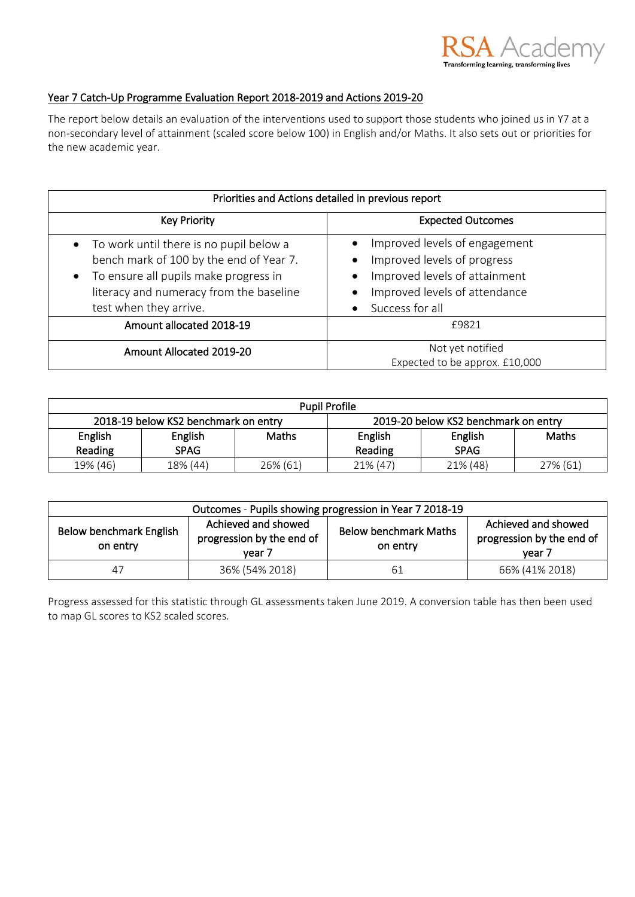RSA Academy
Transforming learning, transforming lives

## Year 7 Catch-Up Programme Evaluation Report 2018-2019 and Actions 2019-20

The report below details an evaluation of the interventions used to support those students who joined us in Y7 at a non-secondary level of attainment (scaled score below 100) in English and/or Maths. It also sets out or priorities for the new academic year.

| Priorities and Actions detailed in previous report | |
|---|---|
| **Key Priority** | **Expected Outcomes** |
| • To work until there is no pupil below a bench mark of 100 by the end of Year 7.<br>• To ensure all pupils make progress in literacy and numeracy from the baseline test when they arrive. | • Improved levels of engagement<br>• Improved levels of progress<br>• Improved levels of attainment<br>• Improved levels of attendance<br>• Success for all |
| Amount allocated 2018-19 | £9821 |
| Amount Allocated 2019-20 | Not yet notified<br>Expected to be approx. £10,000 |

| Pupil Profile | | | | | |
|---|---|---|---|---|---|
| 2018-19 below KS2 benchmark on entry | | | 2019-20 below KS2 benchmark on entry | | |
| English Reading | English SPAG | Maths | English Reading | English SPAG | Maths |
| 19% (46) | 18% (44) | 26% (61) | 21% (47) | 21% (48) | 27% (61) |

| Outcomes - Pupils showing progression in Year 7 2018-19 | | | |
|---|---|---|---|
| Below benchmark English on entry | Achieved and showed progression by the end of year 7 | Below benchmark Maths on entry | Achieved and showed progression by the end of year 7 |
| 47 | 36% (54% 2018) | 61 | 66% (41% 2018) |

Progress assessed for this statistic through GL assessments taken June 2019. A conversion table has then been used to map GL scores to KS2 scaled scores.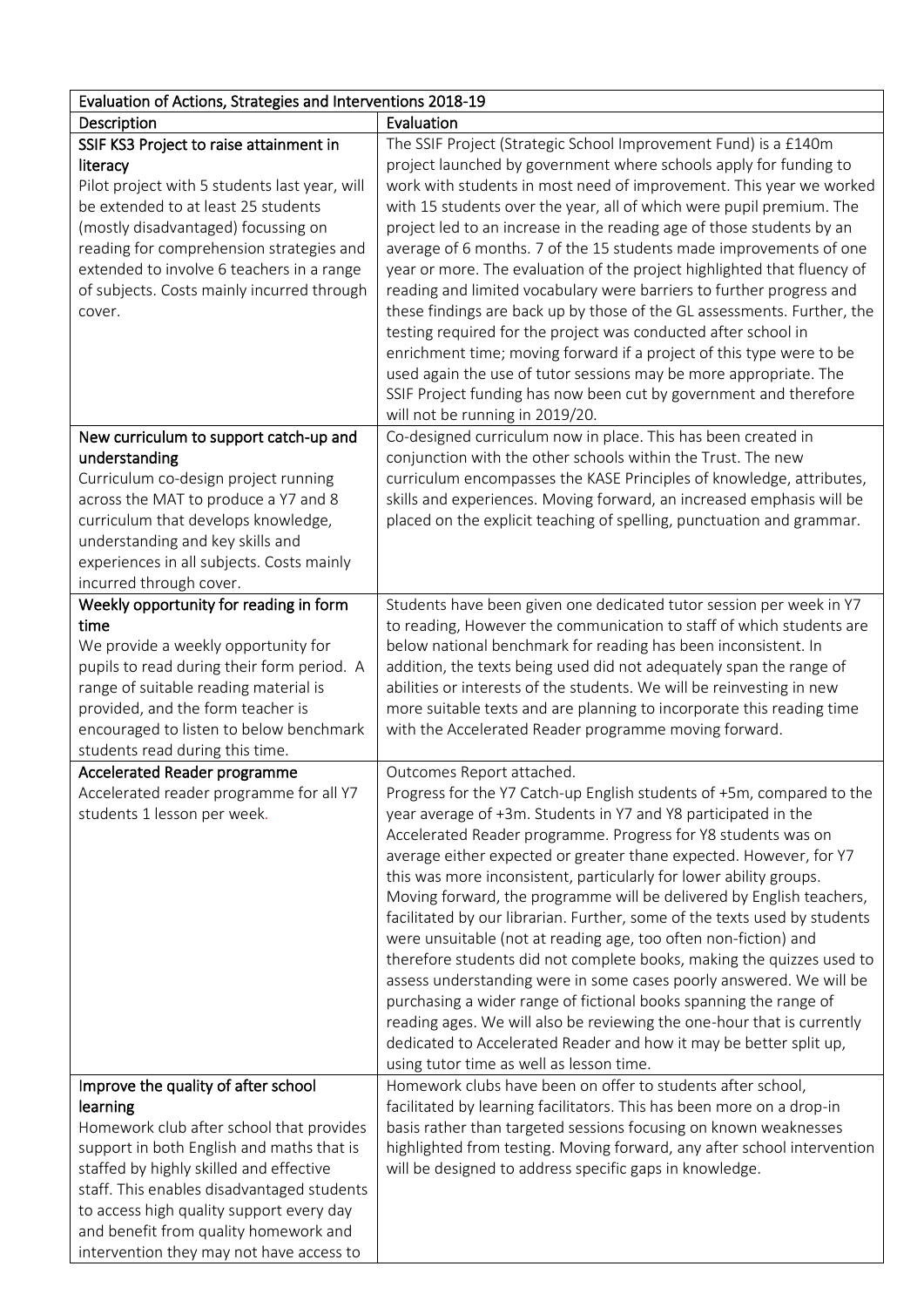| Evaluation of Actions, Strategies and Interventions 2018-19 | |
|---|---|
| Description | Evaluation |
| SSIF KS3 Project to raise attainment in literacy<br>Pilot project with 5 students last year, will be extended to at least 25 students (mostly disadvantaged) focussing on reading for comprehension strategies and extended to involve 6 teachers in a range of subjects. Costs mainly incurred through cover. | The SSIF Project (Strategic School Improvement Fund) is a £140m project launched by government where schools apply for funding to work with students in most need of improvement. This year we worked with 15 students over the year, all of which were pupil premium. The project led to an increase in the reading age of those students by an average of 6 months. 7 of the 15 students made improvements of one year or more. The evaluation of the project highlighted that fluency of reading and limited vocabulary were barriers to further progress and these findings are back up by those of the GL assessments. Further, the testing required for the project was conducted after school in enrichment time; moving forward if a project of this type were to be used again the use of tutor sessions may be more appropriate. The SSIF Project funding has now been cut by government and therefore will not be running in 2019/20. |
| New curriculum to support catch-up and understanding<br>Curriculum co-design project running across the MAT to produce a Y7 and 8 curriculum that develops knowledge, understanding and key skills and experiences in all subjects. Costs mainly incurred through cover. | Co-designed curriculum now in place. This has been created in conjunction with the other schools within the Trust. The new curriculum encompasses the KASE Principles of knowledge, attributes, skills and experiences. Moving forward, an increased emphasis will be placed on the explicit teaching of spelling, punctuation and grammar. |
| Weekly opportunity for reading in form time<br>We provide a weekly opportunity for pupils to read during their form period. A range of suitable reading material is provided, and the form teacher is encouraged to listen to below benchmark students read during this time. | Students have been given one dedicated tutor session per week in Y7 to reading, However the communication to staff of which students are below national benchmark for reading has been inconsistent. In addition, the texts being used did not adequately span the range of abilities or interests of the students. We will be reinvesting in new more suitable texts and are planning to incorporate this reading time with the Accelerated Reader programme moving forward. |
| Accelerated Reader programme<br>Accelerated reader programme for all Y7 students 1 lesson per week. | Outcomes Report attached.<br>Progress for the Y7 Catch-up English students of +5m, compared to the year average of +3m. Students in Y7 and Y8 participated in the Accelerated Reader programme. Progress for Y8 students was on average either expected or greater thane expected. However, for Y7 this was more inconsistent, particularly for lower ability groups. Moving forward, the programme will be delivered by English teachers, facilitated by our librarian. Further, some of the texts used by students were unsuitable (not at reading age, too often non-fiction) and therefore students did not complete books, making the quizzes used to assess understanding were in some cases poorly answered. We will be purchasing a wider range of fictional books spanning the range of reading ages. We will also be reviewing the one-hour that is currently dedicated to Accelerated Reader and how it may be better split up, using tutor time as well as lesson time. |
| Improve the quality of after school learning<br>Homework club after school that provides support in both English and maths that is staffed by highly skilled and effective staff. This enables disadvantaged students to access high quality support every day and benefit from quality homework and intervention they may not have access to | Homework clubs have been on offer to students after school, facilitated by learning facilitators. This has been more on a drop-in basis rather than targeted sessions focusing on known weaknesses highlighted from testing. Moving forward, any after school intervention will be designed to address specific gaps in knowledge. |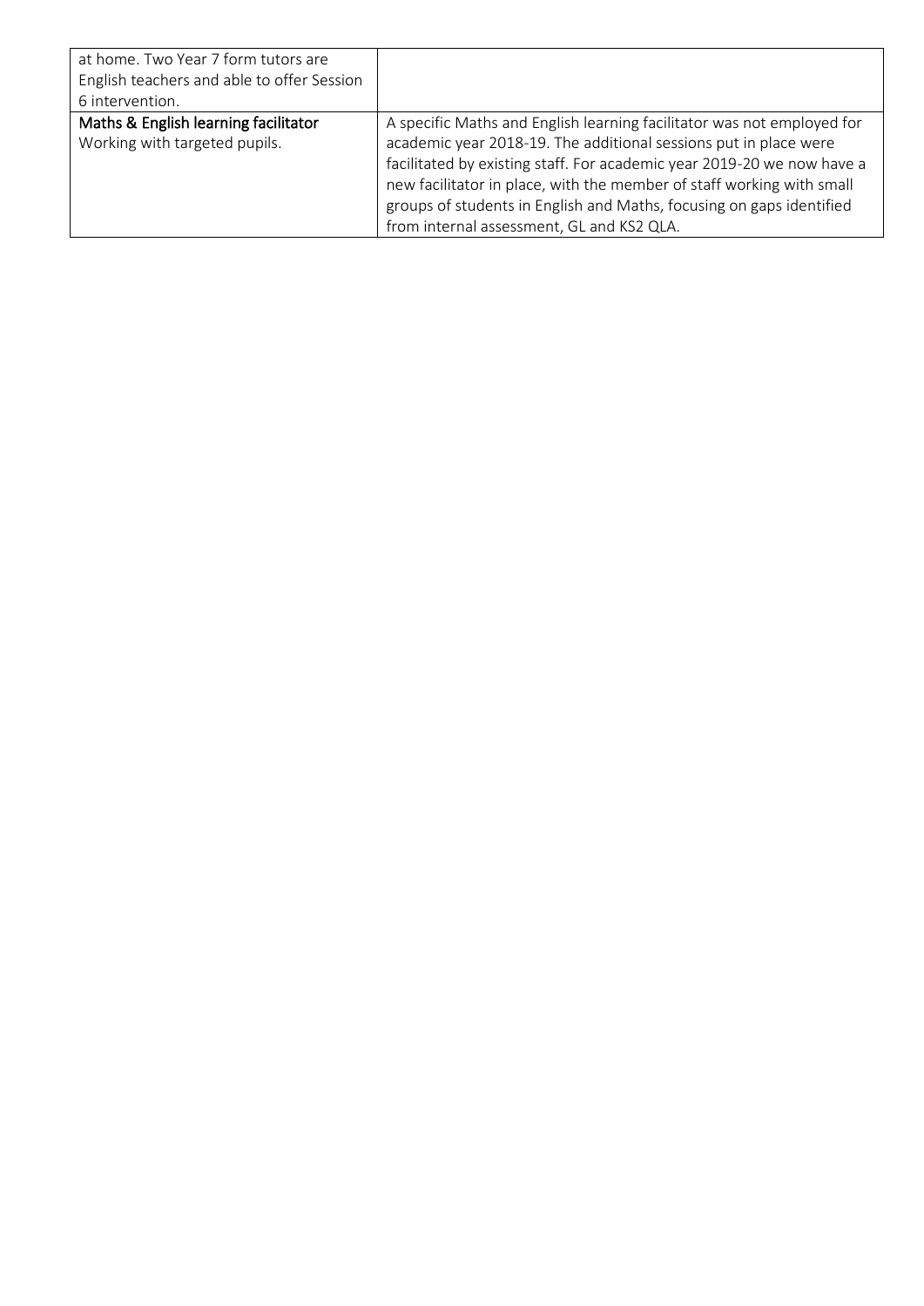| | |
|---|---|
| at home. Two Year 7 form tutors are English teachers and able to offer Session 6 intervention. | |
| Maths & English learning facilitator<br>Working with targeted pupils. | A specific Maths and English learning facilitator was not employed for academic year 2018-19. The additional sessions put in place were facilitated by existing staff. For academic year 2019-20 we now have a new facilitator in place, with the member of staff working with small groups of students in English and Maths, focusing on gaps identified from internal assessment, GL and KS2 QLA. |